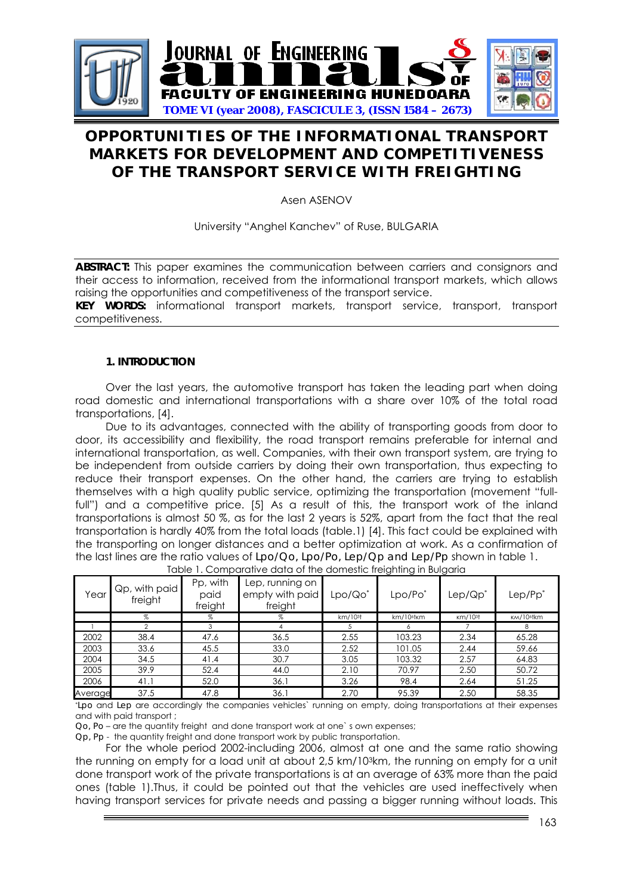# OPPORTUNITIES OF THE INFORMATIONAL TRANSPORT MARKETS FOR DEVELOPMENT AND COMPETITIVENESS OF THE TRANSPORT SERVICE WITH FREIGHTING

Asen ASENOV

University "Anghel Kanchev" of Ruse, BULGARIA

**ABSTRACT:** This paper examines the communication between carriers and consignors and their access to information, received from the informational transport markets, which allows raising the opportunities and competitiveness of the transport service.

**KEY WORDS:** informational transport markets, transport service, transport, transport competitiveness.

## 1. INTRODUCTION

Over the last years, the automotive transport has taken the leading part when doing road domestic and international transportations with a share over 10% of the total road transportations, [4].

Due to its advantages, connected with the ability of transporting goods from door to door, its accessibility and flexibility, the road transport remains preferable for internal and international transportation, as well. Companies, with their own transport system, are trying to be independent from outside carriers by doing their own transportation, thus expecting to reduce their transport expenses. On the other hand, the carriers are trying to establish themselves with a high quality public service, optimizing the transportation (movement "full-full") and a competitive price. [5] As a result of this, the transport work of the inland transportations is almost 50 %, as for the last 2 years is 52%, apart from the fact that the real transportation is hardly 40% from the total loads (table.1) [4]. This fact could be explained with the transporting on longer distances and a better optimization at work. As a confirmation of the last lines are the ratio values of **Lpo/Qo, Lpo/Po, Lep/Qp and Lep/Pp** shown in table 1.

Table 1. Comparative data of the domestic freighting in Bulgaria

| Year | Qp, with paid freight | Pp, with paid freight | Lep, running on empty with paid freight | Lpo/Qo* | Lpo/Po* | Lep/Qp* | Lep/Pp* |
|---|---|---|---|---|---|---|---|
| | % | % | % | km/$10^3$t | km/$10^4$tkm | km/$10^3$t | km/$10^4$tkm |
| 1 | 2 | 3 | 4 | 5 | 6 | 7 | 8 |
| 2002 | 38.4 | 47.6 | 36.5 | 2.55 | 103.23 | 2.34 | 65.28 |
| 2003 | 33.6 | 45.5 | 33.0 | 2.52 | 101.05 | 2.44 | 59.66 |
| 2004 | 34.5 | 41.4 | 30.7 | 3.05 | 103.32 | 2.57 | 64.83 |
| 2005 | 39.9 | 52.4 | 44.0 | 2.10 | 70.97 | 2.50 | 50.72 |
| 2006 | 41.1 | 52.0 | 36.1 | 3.26 | 98.4 | 2.64 | 51.25 |
| Average | 37.5 | 47.8 | 36.1 | 2.70 | 95.39 | 2.50 | 58.35 |

*Lpo and Lep are accordingly the companies vehicles` running on empty, doing transportations at their expenses and with paid transport ;

Qo, Po – are the quantity freight and done transport work at one` s own expenses;

Qp, Pp - the quantity freight and done transport work by public transportation.

For the whole period 2002-including 2006, almost at one and the same ratio showing the running on empty for a load unit at about 2,5 km/$10^3$km, the running on empty for a unit done transport work of the private transportations is at an average of 63% more than the paid ones (table 1).Thus, it could be pointed out that the vehicles are used ineffectively when having transport services for private needs and passing a bigger running without loads. This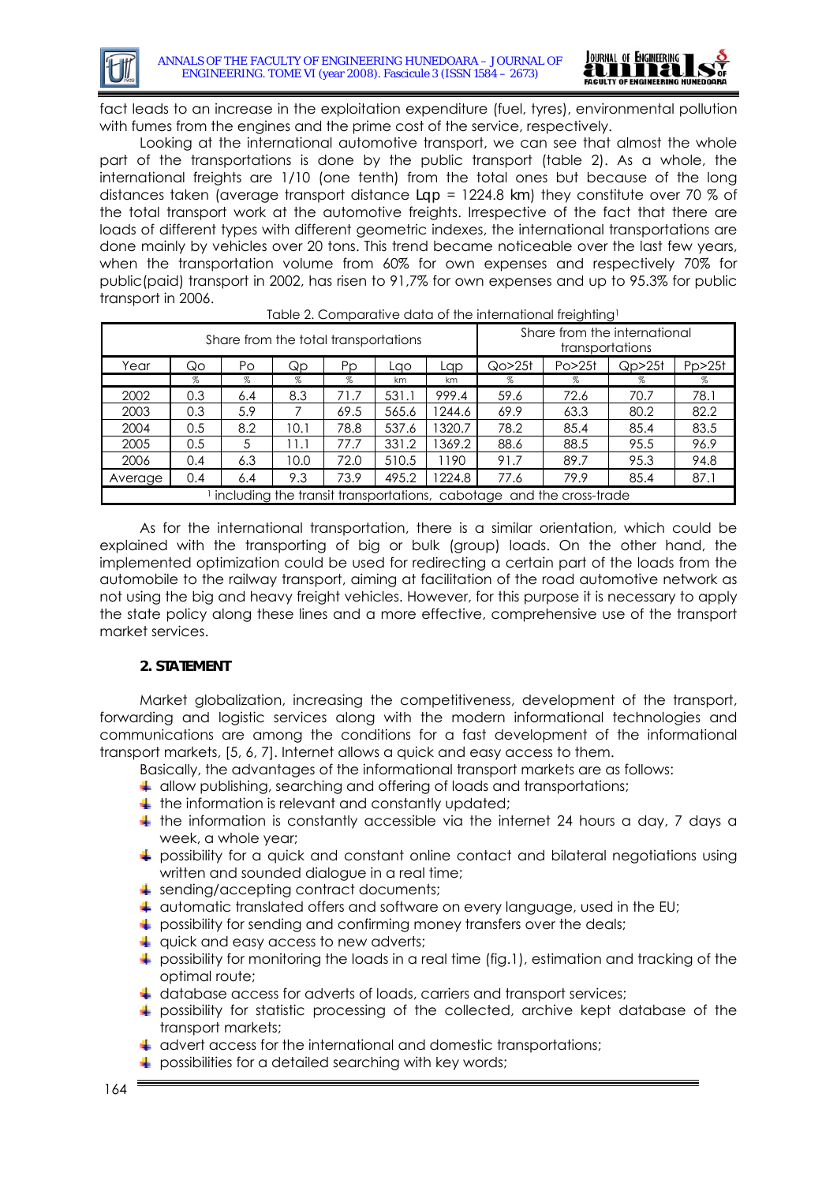fact leads to an increase in the exploitation expenditure (fuel, tyres), environmental pollution with fumes from the engines and the prime cost of the service, respectively.

Looking at the international automotive transport, we can see that almost the whole part of the transportations is done by the public transport (table 2). As a whole, the international freights are 1/10 (one tenth) from the total ones but because of the long distances taken (average transport distance Lqp = 1224.8 km) they constitute over 70 % of the total transport work at the automotive freights. Irrespective of the fact that there are loads of different types with different geometric indexes, the international transportations are done mainly by vehicles over 20 tons. This trend became noticeable over the last few years, when the transportation volume from 60% for own expenses and respectively 70% for public(paid) transport in 2002, has risen to 91,7% for own expenses and up to 95.3% for public transport in 2006.

Table 2. Comparative data of the international freighting[1]

| Share from the total transportations | | | | | | | Share from the international transportations | | | |
|---|---|---|---|---|---|---|---|---|---|---|
| Year | Qo | Po | Qp | Pp | Lqo | Lqp | Qo>25t | Po>25t | Qp>25t | Pp>25t |
| | % | % | % | % | km | km | % | % | % | % |
| 2002 | 0.3 | 6.4 | 8.3 | 71.7 | 531.1 | 999.4 | 59.6 | 72.6 | 70.7 | 78.1 |
| 2003 | 0.3 | 5.9 | 7 | 69.5 | 565.6 | 1244.6 | 69.9 | 63.3 | 80.2 | 82.2 |
| 2004 | 0.5 | 8.2 | 10.1 | 78.8 | 537.6 | 1320.7 | 78.2 | 85.4 | 85.4 | 83.5 |
| 2005 | 0.5 | 5 | 11.1 | 77.7 | 331.2 | 1369.2 | 88.6 | 88.5 | 95.5 | 96.9 |
| 2006 | 0.4 | 6.3 | 10.0 | 72.0 | 510.5 | 1190 | 91.7 | 89.7 | 95.3 | 94.8 |
| Average | 0.4 | 6.4 | 9.3 | 73.9 | 495.2 | 1224.8 | 77.6 | 79.9 | 85.4 | 87.1 |

[1] including the transit transportations, cabotage and the cross-trade

As for the international transportation, there is a similar orientation, which could be explained with the transporting of big or bulk (group) loads. On the other hand, the implemented optimization could be used for redirecting a certain part of the loads from the automobile to the railway transport, aiming at facilitation of the road automotive network as not using the big and heavy freight vehicles. However, for this purpose it is necessary to apply the state policy along these lines and a more effective, comprehensive use of the transport market services.

## 2. STATEMENT

Market globalization, increasing the competitiveness, development of the transport, forwarding and logistic services along with the modern informational technologies and communications are among the conditions for a fast development of the informational transport markets, [5, 6, 7]. Internet allows a quick and easy access to them.

Basically, the advantages of the informational transport markets are as follows:

- allow publishing, searching and offering of loads and transportations;
- the information is relevant and constantly updated;
- the information is constantly accessible via the internet 24 hours a day, 7 days a week, a whole year;
- possibility for a quick and constant online contact and bilateral negotiations using written and sounded dialogue in a real time;
- sending/accepting contract documents;
- automatic translated offers and software on every language, used in the EU;
- possibility for sending and confirming money transfers over the deals;
- quick and easy access to new adverts;
- possibility for monitoring the loads in a real time (fig.1), estimation and tracking of the optimal route;
- database access for adverts of loads, carriers and transport services;
- possibility for statistic processing of the collected, archive kept database of the transport markets;
- advert access for the international and domestic transportations;
- possibilities for a detailed searching with key words;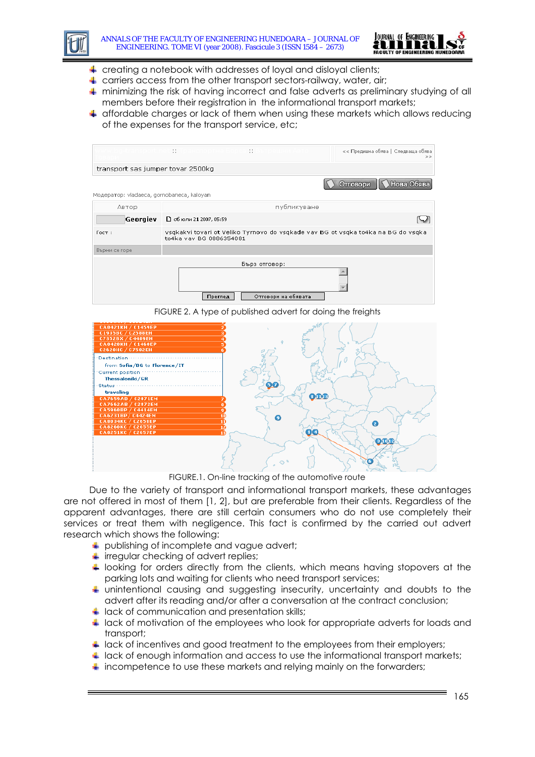- creating a notebook with addresses of loyal and disloyal clients;
- carriers access from the other transport sectors-railway, water, air;
- minimizing the risk of having incorrect and false adverts as preliminary studying of all members before their registration in the informational transport markets;
- affordable charges or lack of them when using these markets which allows reducing of the expenses for the transport service, etc;

FIGURE 2. A type of published advert for doing the freights

FIGURE.1. On-line tracking of the automotive route

Due to the variety of transport and informational transport markets, these advantages are not offered in most of them [1, 2], but are preferable from their clients. Regardless of the apparent advantages, there are still certain consumers who do not use completely their services or treat them with negligence. This fact is confirmed by the carried out advert research which shows the following:

- publishing of incomplete and vague advert;
- irregular checking of advert replies;
- looking for orders directly from the clients, which means having stopovers at the parking lots and waiting for clients who need transport services;
- unintentional causing and suggesting insecurity, uncertainty and doubts to the advert after its reading and/or after a conversation at the contract conclusion;
- lack of communication and presentation skills;
- lack of motivation of the employees who look for appropriate adverts for loads and transport;
- lack of incentives and good treatment to the employees from their employers;
- lack of enough information and access to use the informational transport markets;
- incompetence to use these markets and relying mainly on the forwarders;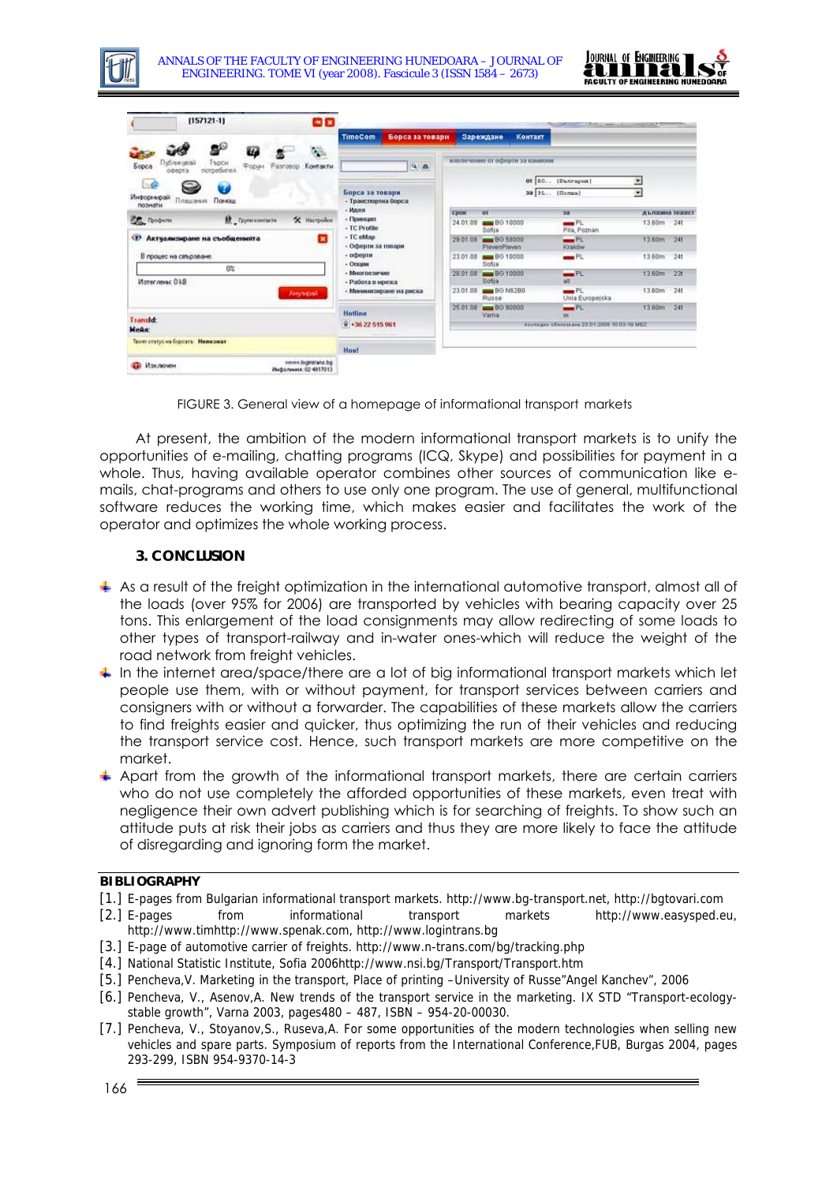FIGURE 3. General view of a homepage of informational transport markets

At present, the ambition of the modern informational transport markets is to unify the opportunities of e-mailing, chatting programs (ICQ, Skype) and possibilities for payment in a whole. Thus, having available operator combines other sources of communication like e-mails, chat-programs and others to use only one program. The use of general, multifunctional software reduces the working time, which makes easier and facilitates the work of the operator and optimizes the whole working process.

## 3. CONCLUSION

- As a result of the freight optimization in the international automotive transport, almost all of the loads (over 95% for 2006) are transported by vehicles with bearing capacity over 25 tons. This enlargement of the load consignments may allow redirecting of some loads to other types of transport-railway and in-water ones-which will reduce the weight of the road network from freight vehicles.
- In the internet area/space/there are a lot of big informational transport markets which let people use them, with or without payment, for transport services between carriers and consigners with or without a forwarder. The capabilities of these markets allow the carriers to find freights easier and quicker, thus optimizing the run of their vehicles and reducing the transport service cost. Hence, such transport markets are more competitive on the market.
- Apart from the growth of the informational transport markets, there are certain carriers who do not use completely the afforded opportunities of these markets, even treat with negligence their own advert publishing which is for searching of freights. To show such an attitude puts at risk their jobs as carriers and thus they are more likely to face the attitude of disregarding and ignoring form the market.

## BIBLIOGRAPHY

[1.] E-pages from Bulgarian informational transport markets. http://www.bg-transport.net, http://bgtovari.com

[2.] E-pages from informational transport markets http://www.easysped.eu, http://www.timhttp://www.spenak.com, http://www.logintrans.bg

[3.] E-page of automotive carrier of freights. http://www.n-trans.com/bg/tracking.php

[4.] National Statistic Institute, Sofia 2006http://www.nsi.bg/Transport/Transport.htm

[5.] Pencheva,V. Marketing in the transport, Place of printing –University of Russe"Angel Kanchev", 2006

[6.] Pencheva, V., Asenov,A. New trends of the transport service in the marketing. IX STD "Transport-ecology-stable growth", Varna 2003, pages480 – 487, ISBN – 954-20-00030.

[7.] Pencheva, V., Stoyanov,S., Ruseva,A. For some opportunities of the modern technologies when selling new vehicles and spare parts. Symposium of reports from the International Conference,FUB, Burgas 2004, pages 293-299, ISBN 954-9370-14-3